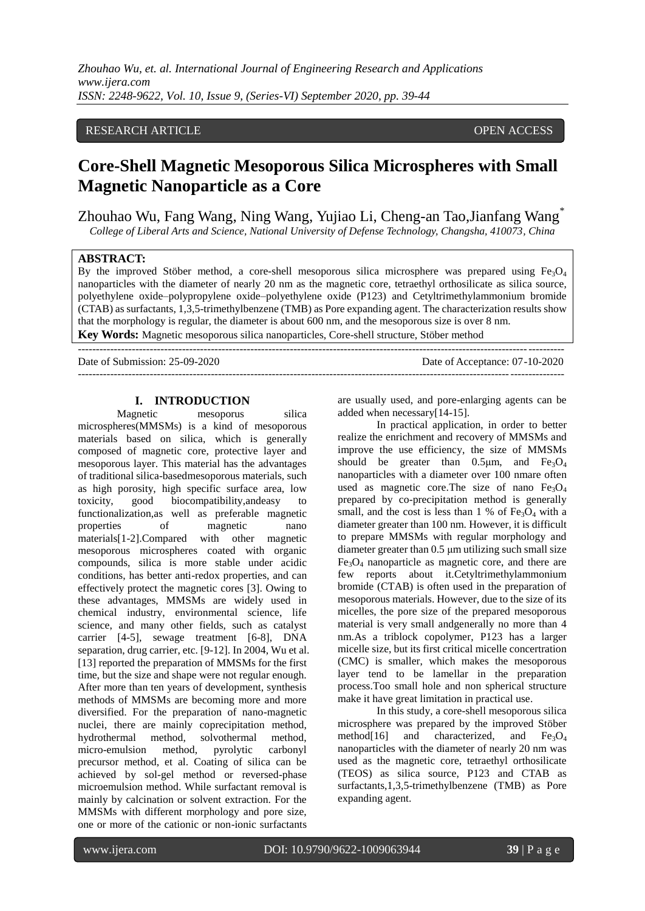RESEARCH ARTICLE OPEN ACCESS

# Core-Shell Magnetic Mesoporous Silica Microspheres with Small Magnetic Nanoparticle as a Core

Zhouhao Wu, Fang Wang, Ning Wang, Yujiao Li, Cheng-an Tao,Jianfang Wang*

*College of Liberal Arts and Science, National University of Defense Technology, Changsha, 410073, China*

**ABSTRACT:**

By the improved Stöber method, a core-shell mesoporous silica microsphere was prepared using $Fe_3O_4$ nanoparticles with the diameter of nearly 20 nm as the magnetic core, tetraethyl orthosilicate as silica source, polyethylene oxide–polypropylene oxide–polyethylene oxide (P123) and Cetyltrimethylammonium bromide (CTAB) as surfactants, 1,3,5-trimethylbenzene (TMB) as Pore expanding agent. The characterization results show that the morphology is regular, the diameter is about 600 nm, and the mesoporous size is over 8 nm.

**Key Words:** Magnetic mesoporous silica nanoparticles, Core-shell structure, Stöber method

Date of Submission: 25-09-2020 Date of Acceptance: 07-10-2020

## I. INTRODUCTION

Magnetic mesoporus silica microspheres(MMSMs) is a kind of mesoporous materials based on silica, which is generally composed of magnetic core, protective layer and mesoporous layer. This material has the advantages of traditional silica-basedmesoporous materials, such as high porosity, high specific surface area, low toxicity, good biocompatibility,andeasy to functionalization,as well as preferable magnetic properties of magnetic nano materials[1-2].Compared with other magnetic mesoporous microspheres coated with organic compounds, silica is more stable under acidic conditions, has better anti-redox properties, and can effectively protect the magnetic cores [3]. Owing to these advantages, MMSMs are widely used in chemical industry, environmental science, life science, and many other fields, such as catalyst carrier [4-5], sewage treatment [6-8], DNA separation, drug carrier, etc. [9-12]. In 2004, Wu et al. [13] reported the preparation of MMSMs for the first time, but the size and shape were not regular enough. After more than ten years of development, synthesis methods of MMSMs are becoming more and more diversified. For the preparation of nano-magnetic nuclei, there are mainly coprecipitation method, hydrothermal method, solvothermal method, micro-emulsion method, pyrolytic carbonyl precursor method, et al. Coating of silica can be achieved by sol-gel method or reversed-phase microemulsion method. While surfactant removal is mainly by calcination or solvent extraction. For the MMSMs with different morphology and pore size, one or more of the cationic or non-ionic surfactants are usually used, and pore-enlarging agents can be added when necessary[14-15].

In practical application, in order to better realize the enrichment and recovery of MMSMs and improve the use efficiency, the size of MMSMs should be greater than 0.5μm, and $Fe_3O_4$ nanoparticles with a diameter over 100 nmare often used as magnetic core.The size of nano $Fe_3O_4$ prepared by co-precipitation method is generally small, and the cost is less than 1 % of $Fe_3O_4$ with a diameter greater than 100 nm. However, it is difficult to prepare MMSMs with regular morphology and diameter greater than 0.5 μm utilizing such small size $Fe_3O_4$ nanoparticle as magnetic core, and there are few reports about it.Cetyltrimethylammonium bromide (CTAB) is often used in the preparation of mesoporous materials. However, due to the size of its micelles, the pore size of the prepared mesoporous material is very small andgenerally no more than 4 nm.As a triblock copolymer, P123 has a larger micelle size, but its first critical micelle concertration (CMC) is smaller, which makes the mesoporous layer tend to be lamellar in the preparation process.Too small hole and non spherical structure make it have great limitation in practical use.

In this study, a core-shell mesoporous silica microsphere was prepared by the improved Stöber method[16] and characterized, and $Fe_3O_4$ nanoparticles with the diameter of nearly 20 nm was used as the magnetic core, tetraethyl orthosilicate (TEOS) as silica source, P123 and CTAB as surfactants,1,3,5-trimethylbenzene (TMB) as Pore expanding agent.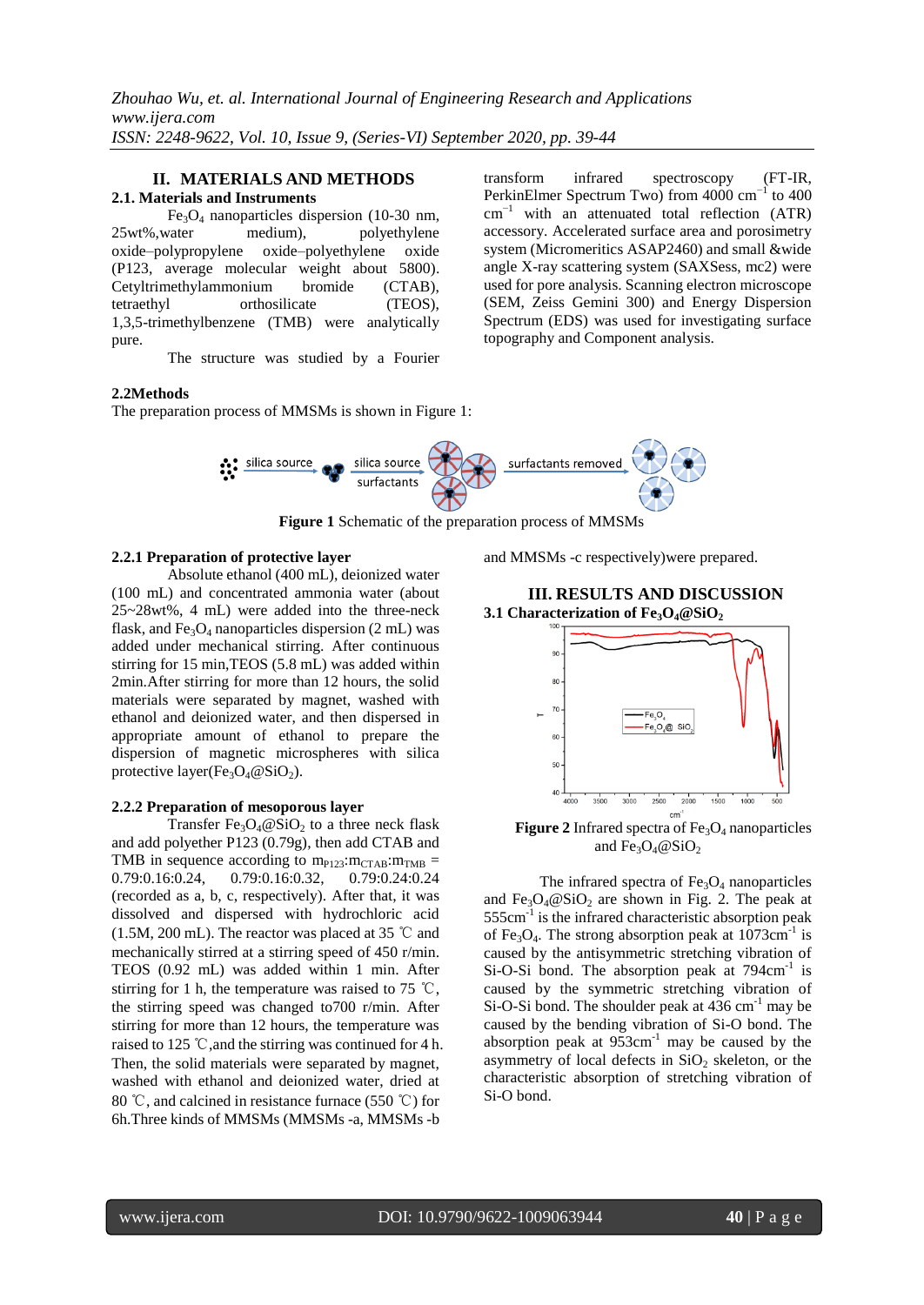## II. MATERIALS AND METHODS

### 2.1. Materials and Instruments

$Fe_3O_4$ nanoparticles dispersion (10-30 nm, 25wt%,water medium), polyethylene oxide–polypropylene oxide–polyethylene oxide (P123, average molecular weight about 5800). Cetyltrimethylammonium bromide (CTAB), tetraethyl orthosilicate (TEOS), 1,3,5-trimethylbenzene (TMB) were analytically pure.

The structure was studied by a Fourier transform infrared spectroscopy (FT-IR, PerkinElmer Spectrum Two) from 4000 $cm^{-1}$ to 400 $cm^{-1}$ with an attenuated total reflection (ATR) accessory. Accelerated surface area and porosimetry system (Micromeritics ASAP2460) and small &wide angle X-ray scattering system (SAXSess, mc2) were used for pore analysis. Scanning electron microscope (SEM, Zeiss Gemini 300) and Energy Dispersion Spectrum (EDS) was used for investigating surface topography and Component analysis.

### 2.2Methods

The preparation process of MMSMs is shown in Figure 1:

**Figure 1** Schematic of the preparation process of MMSMs

#### 2.2.1 Preparation of protective layer

Absolute ethanol (400 mL), deionized water (100 mL) and concentrated ammonia water (about 25~28wt%, 4 mL) were added into the three-neck flask, and $Fe_3O_4$ nanoparticles dispersion (2 mL) was added under mechanical stirring. After continuous stirring for 15 min,TEOS (5.8 mL) was added within 2min.After stirring for more than 12 hours, the solid materials were separated by magnet, washed with ethanol and deionized water, and then dispersed in appropriate amount of ethanol to prepare the dispersion of magnetic microspheres with silica protective layer($Fe_3O_4$@$SiO_2$).

#### 2.2.2 Preparation of mesoporous layer

Transfer $Fe_3O_4$@$SiO_2$ to a three neck flask and add polyether P123 (0.79g), then add CTAB and TMB in sequence according to $m_{P123}$:$m_{CTAB}$:$m_{TMB}$ = 0.79:0.16:0.24, 0.79:0.16:0.32, 0.79:0.24:0.24 (recorded as a, b, c, respectively). After that, it was dissolved and dispersed with hydrochloric acid (1.5M, 200 mL). The reactor was placed at 35 ℃ and mechanically stirred at a stirring speed of 450 r/min. TEOS (0.92 mL) was added within 1 min. After stirring for 1 h, the temperature was raised to 75 ℃, the stirring speed was changed to700 r/min. After stirring for more than 12 hours, the temperature was raised to 125 ℃,and the stirring was continued for 4 h. Then, the solid materials were separated by magnet, washed with ethanol and deionized water, dried at 80 ℃, and calcined in resistance furnace (550 ℃) for 6h.Three kinds of MMSMs (MMSMs -a, MMSMs -b and MMSMs -c respectively)were prepared.

## III. RESULTS AND DISCUSSION

### 3.1 Characterization of $Fe_3O_4$@$SiO_2$

**Figure 2** Infrared spectra of $Fe_3O_4$ nanoparticles and $Fe_3O_4$@$SiO_2$

The infrared spectra of $Fe_3O_4$ nanoparticles and $Fe_3O_4$@$SiO_2$ are shown in Fig. 2. The peak at 555$cm^{-1}$ is the infrared characteristic absorption peak of $Fe_3O_4$. The strong absorption peak at 1073$cm^{-1}$ is caused by the antisymmetric stretching vibration of Si-O-Si bond. The absorption peak at 794$cm^{-1}$ is caused by the symmetric stretching vibration of Si-O-Si bond. The shoulder peak at 436 $cm^{-1}$ may be caused by the bending vibration of Si-O bond. The absorption peak at 953$cm^{-1}$ may be caused by the asymmetry of local defects in $SiO_2$ skeleton, or the characteristic absorption of stretching vibration of Si-O bond.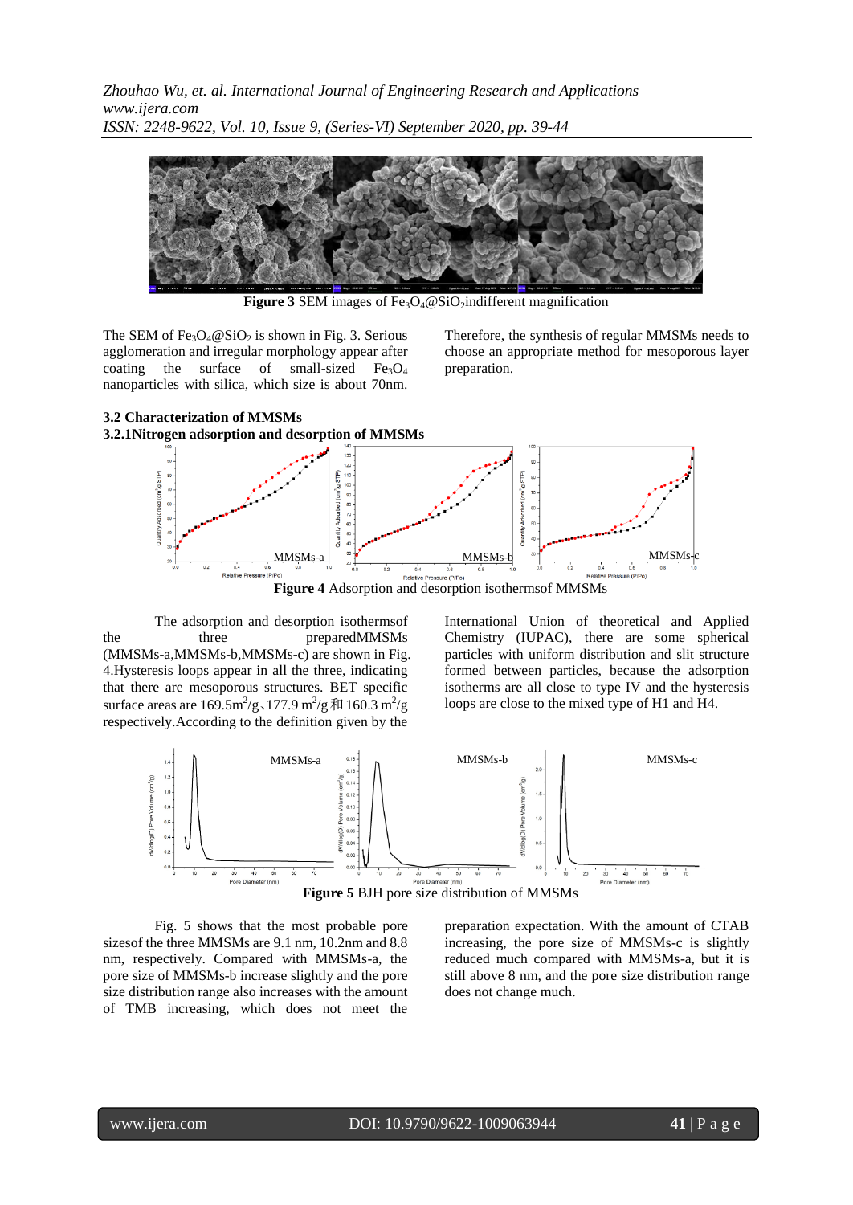**Figure 3** SEM images of $Fe_3O_4$@$SiO_2$indifferent magnification

The SEM of $Fe_3O_4$@$SiO_2$ is shown in Fig. 3. Serious agglomeration and irregular morphology appear after coating the surface of small-sized $Fe_3O_4$ nanoparticles with silica, which size is about 70nm. Therefore, the synthesis of regular MMSMs needs to choose an appropriate method for mesoporous layer preparation.

### 3.2 Characterization of MMSMs

#### 3.2.1Nitrogen adsorption and desorption of MMSMs

**Figure 4** Adsorption and desorption isothermsof MMSMs

The adsorption and desorption isothermsof the three preparedMMSMs (MMSMs-a,MMSMs-b,MMSMs-c) are shown in Fig. 4.Hysteresis loops appear in all the three, indicating that there are mesoporous structures. BET specific surface areas are 169.5$m^2/g$、177.9 $m^2/g$和 160.3 $m^2/g$ respectively.According to the definition given by the International Union of theoretical and Applied Chemistry (IUPAC), there are some spherical particles with uniform distribution and slit structure formed between particles, because the adsorption isotherms are all close to type IV and the hysteresis loops are close to the mixed type of H1 and H4.

**Figure 5** BJH pore size distribution of MMSMs

Fig. 5 shows that the most probable pore sizesof the three MMSMs are 9.1 nm, 10.2nm and 8.8 nm, respectively. Compared with MMSMs-a, the pore size of MMSMs-b increase slightly and the pore size distribution range also increases with the amount of TMB increasing, which does not meet the preparation expectation. With the amount of CTAB increasing, the pore size of MMSMs-c is slightly reduced much compared with MMSMs-a, but it is still above 8 nm, and the pore size distribution range does not change much.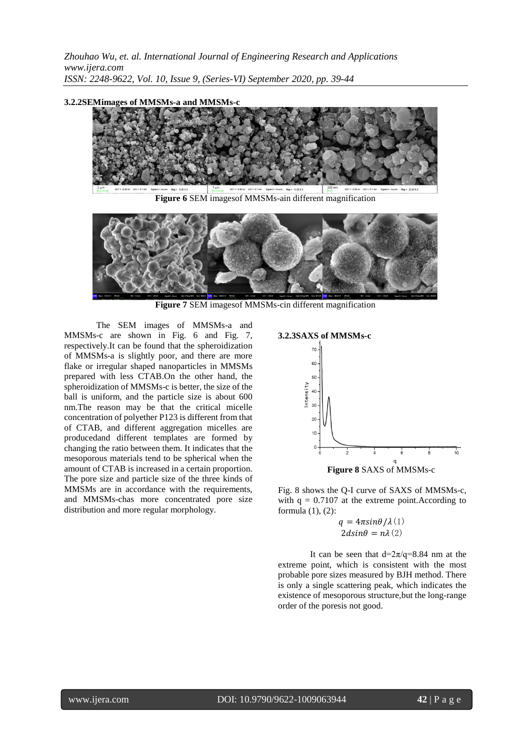#### 3.2.2 SEM images of MMSMs-a and MMSMs-c

**Figure 6** SEM images of MMSMs-a in different magnification

**Figure 7** SEM images of MMSMs-c in different magnification

The SEM images of MMSMs-a and MMSMs-c are shown in Fig. 6 and Fig. 7, respectively. It can be found that the spheroidization of MMSMs-a is slightly poor, and there are more flake or irregular shaped nanoparticles in MMSMs prepared with less CTAB. On the other hand, the spheroidization of MMSMs-c is better, the size of the ball is uniform, and the particle size is about 600 nm. The reason may be that the critical micelle concentration of polyether P123 is different from that of CTAB, and different aggregation micelles are produced and different templates are formed by changing the ratio between them. It indicates that the mesoporous materials tend to be spherical when the amount of CTAB is increased in a certain proportion. The pore size and particle size of the three kinds of MMSMs are in accordance with the requirements, and MMSMs-c has more concentrated pore size distribution and more regular morphology.

#### 3.2.3 SAXS of MMSMs-c

**Figure 8** SAXS of MMSMs-c

Fig. 8 shows the Q-I curve of SAXS of MMSMs-c, with $q = 0.7107$ at the extreme point. According to formula (1), (2):

$$q = 4\pi sin\theta / \lambda \quad (1)$$

$$2d sin\theta = n\lambda \quad (2)$$

It can be seen that $d=2\pi/q=8.84$ nm at the extreme point, which is consistent with the most probable pore sizes measured by BJH method. There is only a single scattering peak, which indicates the existence of mesoporous structure, but the long-range order of the pores is not good.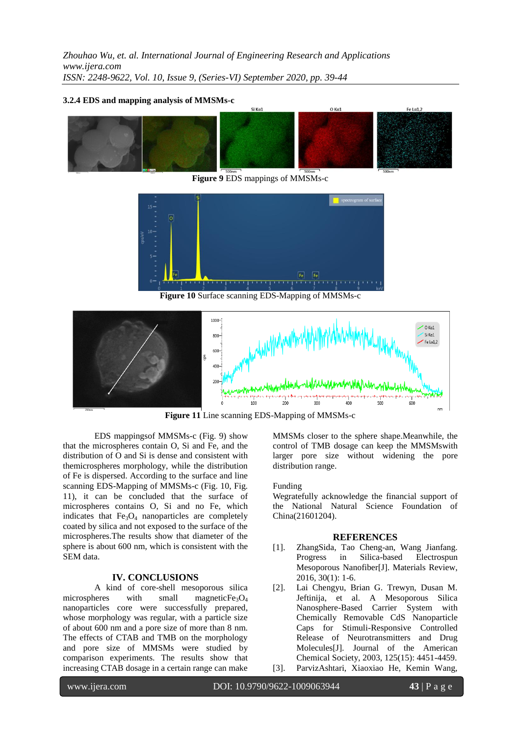### 3.2.4 EDS and mapping analysis of MMSMs-c

**Figure 9** EDS mappings of MMSMs-c

**Figure 10** Surface scanning EDS-Mapping of MMSMs-c

**Figure 11** Line scanning EDS-Mapping of MMSMs-c

EDS mappingsof MMSMs-c (Fig. 9) show that the microspheres contain O, Si and Fe, and the distribution of O and Si is dense and consistent with themicrospheres morphology, while the distribution of Fe is dispersed. According to the surface and line scanning EDS-Mapping of MMSMs-c (Fig. 10, Fig. 11), it can be concluded that the surface of microspheres contains O, Si and no Fe, which indicates that $Fe_3O_4$ nanoparticles are completely coated by silica and not exposed to the surface of the microspheres.The results show that diameter of the sphere is about 600 nm, which is consistent with the SEM data.

## IV. CONCLUSIONS

A kind of core-shell mesoporous silica microspheres with small magnetic$Fe_3O_4$ nanoparticles core were successfully prepared, whose morphology was regular, with a particle size of about 600 nm and a pore size of more than 8 nm. The effects of CTAB and TMB on the morphology and pore size of MMSMs were studied by comparison experiments. The results show that increasing CTAB dosage in a certain range can make MMSMs closer to the sphere shape.Meanwhile, the control of TMB dosage can keep the MMSMswith larger pore size without widening the pore distribution range.

Funding

Wegratefully acknowledge the financial support of the National Natural Science Foundation of China(21601204).

## REFERENCES

[1]. ZhangSida, Tao Cheng-an, Wang Jianfang. Progress in Silica-based Electrospun Mesoporous Nanofiber[J]. Materials Review, 2016, 30(1): 1-6.

[2]. Lai Chengyu, Brian G. Trewyn, Dusan M. Jeftinija, et al. A Mesoporous Silica Nanosphere-Based Carrier System with Chemically Removable CdS Nanoparticle Caps for Stimuli-Responsive Controlled Release of Neurotransmitters and Drug Molecules[J]. Journal of the American Chemical Society, 2003, 125(15): 4451-4459.

[3]. ParvizAshtari, Xiaoxiao He, Kemin Wang,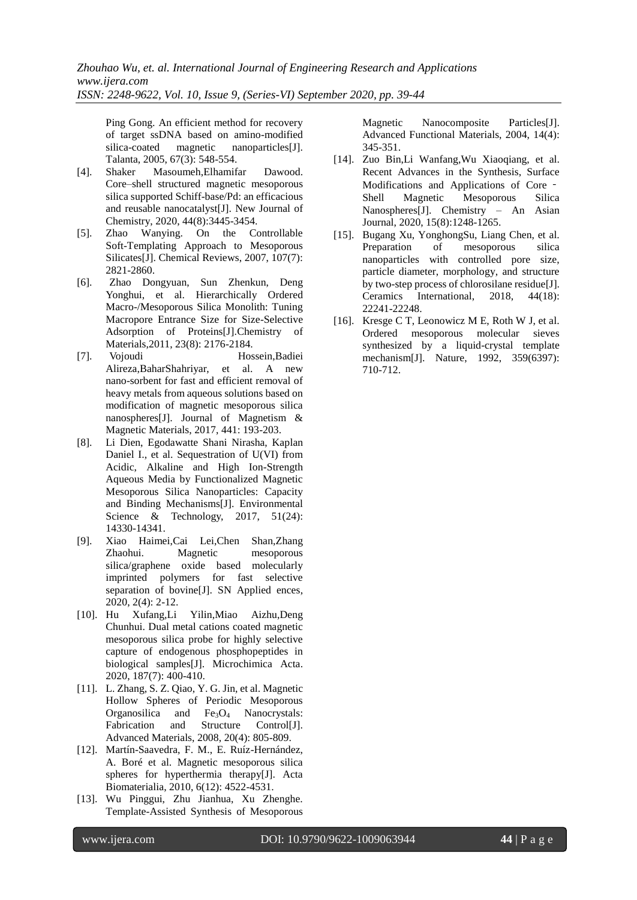Ping Gong. An efficient method for recovery of target ssDNA based on amino-modified silica-coated magnetic nanoparticles[J]. Talanta, 2005, 67(3): 548-554.

[4]. Shaker Masoumeh,Elhamifar Dawood. Core–shell structured magnetic mesoporous silica supported Schiff-base/Pd: an efficacious and reusable nanocatalyst[J]. New Journal of Chemistry, 2020, 44(8):3445-3454.

[5]. Zhao Wanying. On the Controllable Soft-Templating Approach to Mesoporous Silicates[J]. Chemical Reviews, 2007, 107(7): 2821-2860.

[6]. Zhao Dongyuan, Sun Zhenkun, Deng Yonghui, et al. Hierarchically Ordered Macro-/Mesoporous Silica Monolith: Tuning Macropore Entrance Size for Size-Selective Adsorption of Proteins[J].Chemistry of Materials,2011, 23(8): 2176-2184.

[7]. Vojoudi Hossein,Badiei Alireza,BaharShahriyar, et al. A new nano-sorbent for fast and efficient removal of heavy metals from aqueous solutions based on modification of magnetic mesoporous silica nanospheres[J]. Journal of Magnetism & Magnetic Materials, 2017, 441: 193-203.

[8]. Li Dien, Egodawatte Shani Nirasha, Kaplan Daniel I., et al. Sequestration of U(VI) from Acidic, Alkaline and High Ion-Strength Aqueous Media by Functionalized Magnetic Mesoporous Silica Nanoparticles: Capacity and Binding Mechanisms[J]. Environmental Science & Technology, 2017, 51(24): 14330-14341.

[9]. Xiao Haimei,Cai Lei,Chen Shan,Zhang Zhaohui. Magnetic mesoporous silica/graphene oxide based molecularly imprinted polymers for fast selective separation of bovine[J]. SN Applied ences, 2020, 2(4): 2-12.

[10]. Hu Xufang,Li Yilin,Miao Aizhu,Deng Chunhui. Dual metal cations coated magnetic mesoporous silica probe for highly selective capture of endogenous phosphopeptides in biological samples[J]. Microchimica Acta. 2020, 187(7): 400-410.

[11]. L. Zhang, S. Z. Qiao, Y. G. Jin, et al. Magnetic Hollow Spheres of Periodic Mesoporous Organosilica and $Fe_3O_4$ Nanocrystals: Fabrication and Structure Control[J]. Advanced Materials, 2008, 20(4): 805-809.

[12]. Martín-Saavedra, F. M., E. Ruíz-Hernández, A. Boré et al. Magnetic mesoporous silica spheres for hyperthermia therapy[J]. Acta Biomaterialia, 2010, 6(12): 4522-4531.

[13]. Wu Pinggui, Zhu Jianhua, Xu Zhenghe. Template-Assisted Synthesis of Mesoporous Magnetic Nanocomposite Particles[J]. Advanced Functional Materials, 2004, 14(4): 345-351.

[14]. Zuo Bin,Li Wanfang,Wu Xiaoqiang, et al. Recent Advances in the Synthesis, Surface Modifications and Applications of Core‐Shell Magnetic Mesoporous Silica Nanospheres[J]. Chemistry – An Asian Journal, 2020, 15(8):1248-1265.

[15]. Bugang Xu, YonghongSu, Liang Chen, et al. Preparation of mesoporous silica nanoparticles with controlled pore size, particle diameter, morphology, and structure by two-step process of chlorosilane residue[J]. Ceramics International, 2018, 44(18): 22241-22248.

[16]. Kresge C T, Leonowicz M E, Roth W J, et al. Ordered mesoporous molecular sieves synthesized by a liquid-crystal template mechanism[J]. Nature, 1992, 359(6397): 710-712.